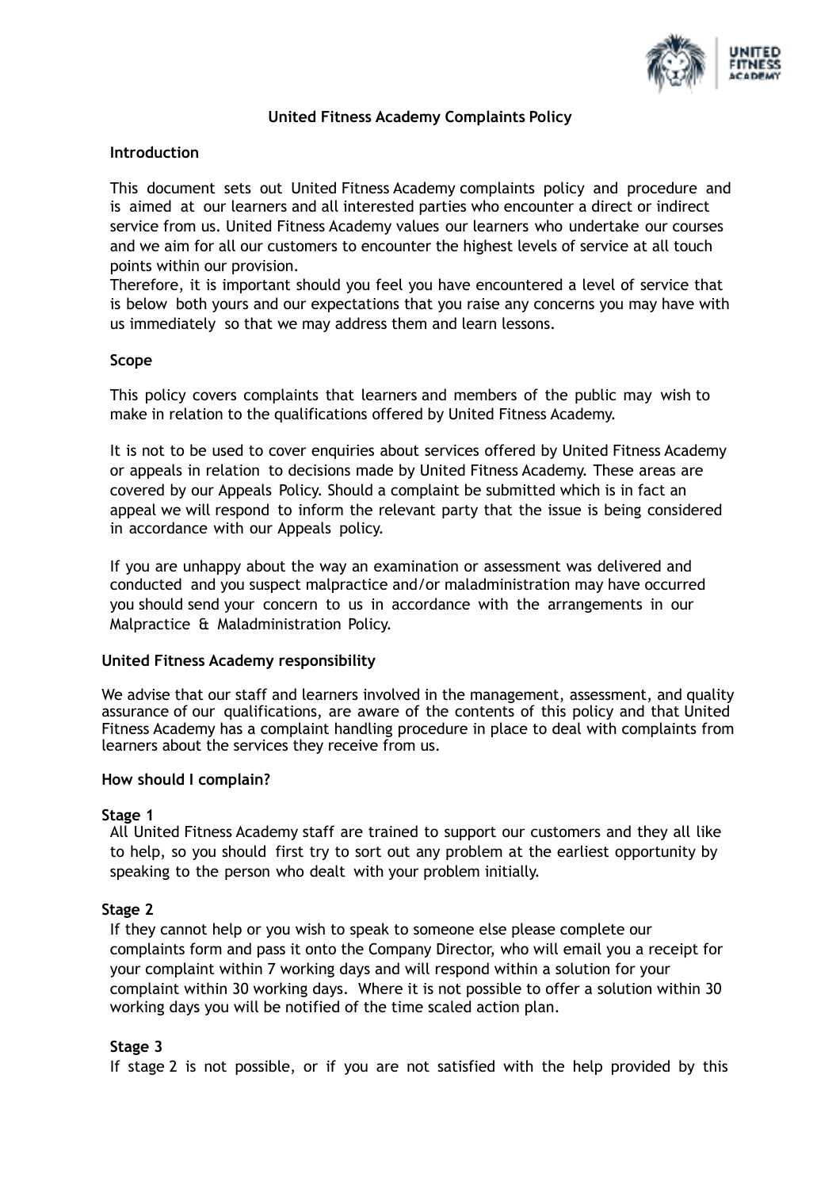# United Fitness Academy Complaints Policy

## Introduction

This document sets out United Fitness Academy complaints policy and procedure and is aimed at our learners and all interested parties who encounter a direct or indirect service from us. United Fitness Academy values our learners who undertake our courses and we aim for all our customers to encounter the highest levels of service at all touch points within our provision.

Therefore, it is important should you feel you have encountered a level of service that is below both yours and our expectations that you raise any concerns you may have with us immediately so that we may address them and learn lessons.

## Scope

This policy covers complaints that learners and members of the public may wish to make in relation to the qualifications offered by United Fitness Academy.

It is not to be used to cover enquiries about services offered by United Fitness Academy or appeals in relation to decisions made by United Fitness Academy. These areas are covered by our Appeals Policy. Should a complaint be submitted which is in fact an appeal we will respond to inform the relevant party that the issue is being considered in accordance with our Appeals policy.

If you are unhappy about the way an examination or assessment was delivered and conducted and you suspect malpractice and/or maladministration may have occurred you should send your concern to us in accordance with the arrangements in our Malpractice & Maladministration Policy.

## United Fitness Academy responsibility

We advise that our staff and learners involved in the management, assessment, and quality assurance of our qualifications, are aware of the contents of this policy and that United Fitness Academy has a complaint handling procedure in place to deal with complaints from learners about the services they receive from us.

## How should I complain?

### Stage 1

All United Fitness Academy staff are trained to support our customers and they all like to help, so you should first try to sort out any problem at the earliest opportunity by speaking to the person who dealt with your problem initially.

### Stage 2

If they cannot help or you wish to speak to someone else please complete our complaints form and pass it onto the Company Director, who will email you a receipt for your complaint within 7 working days and will respond within a solution for your complaint within 30 working days. Where it is not possible to offer a solution within 30 working days you will be notified of the time scaled action plan.

### Stage 3

If stage 2 is not possible, or if you are not satisfied with the help provided by this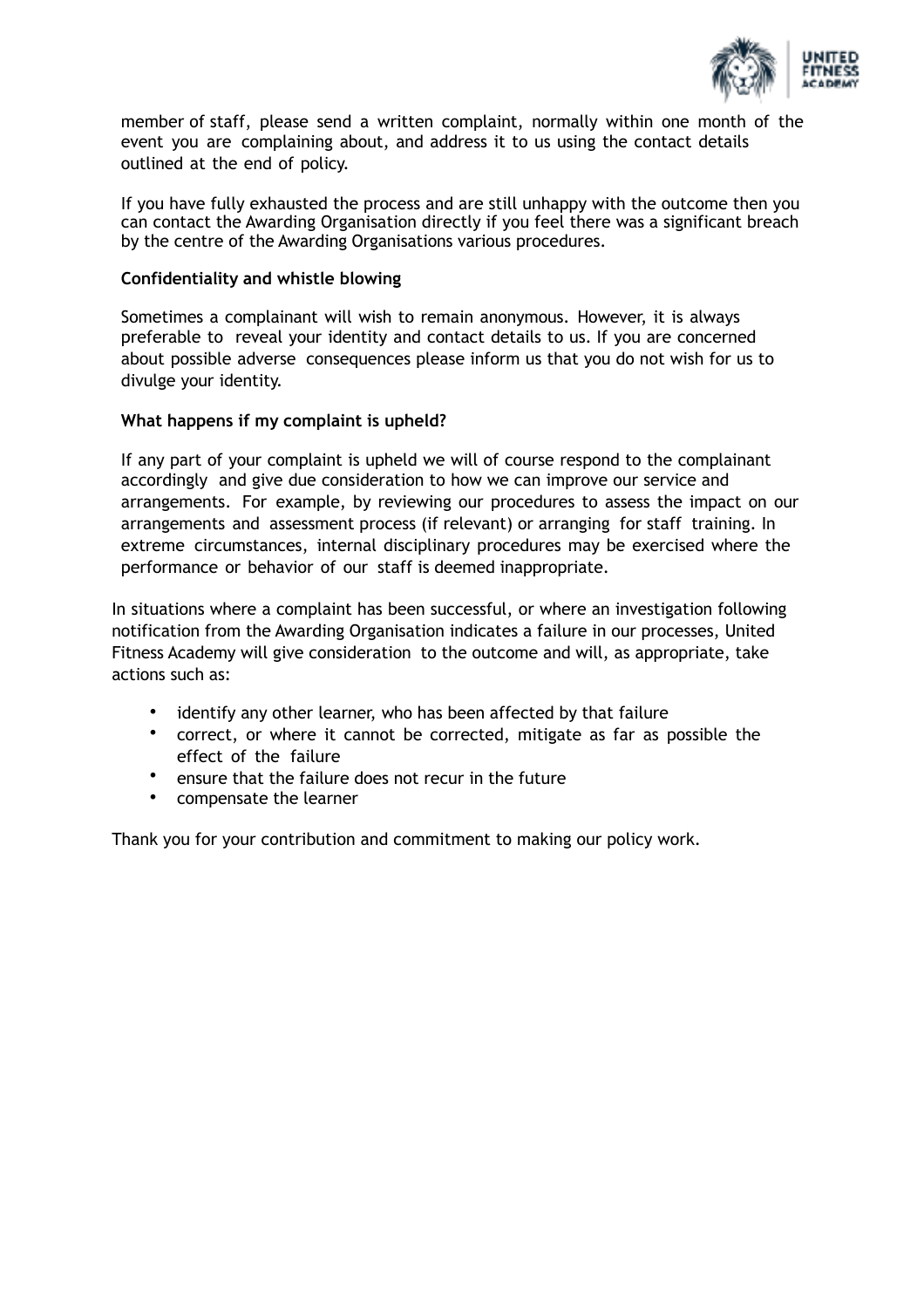member of staff, please send a written complaint, normally within one month of the event you are complaining about, and address it to us using the contact details outlined at the end of policy.

If you have fully exhausted the process and are still unhappy with the outcome then you can contact the Awarding Organisation directly if you feel there was a significant breach by the centre of the Awarding Organisations various procedures.

**Confidentiality and whistle blowing**

Sometimes a complainant will wish to remain anonymous. However, it is always preferable to reveal your identity and contact details to us. If you are concerned about possible adverse consequences please inform us that you do not wish for us to divulge your identity.

**What happens if my complaint is upheld?**

If any part of your complaint is upheld we will of course respond to the complainant accordingly and give due consideration to how we can improve our service and arrangements. For example, by reviewing our procedures to assess the impact on our arrangements and assessment process (if relevant) or arranging for staff training. In extreme circumstances, internal disciplinary procedures may be exercised where the performance or behavior of our staff is deemed inappropriate.

In situations where a complaint has been successful, or where an investigation following notification from the Awarding Organisation indicates a failure in our processes, United Fitness Academy will give consideration to the outcome and will, as appropriate, take actions such as:

- identify any other learner, who has been affected by that failure
- correct, or where it cannot be corrected, mitigate as far as possible the effect of the failure
- ensure that the failure does not recur in the future
- compensate the learner

Thank you for your contribution and commitment to making our policy work.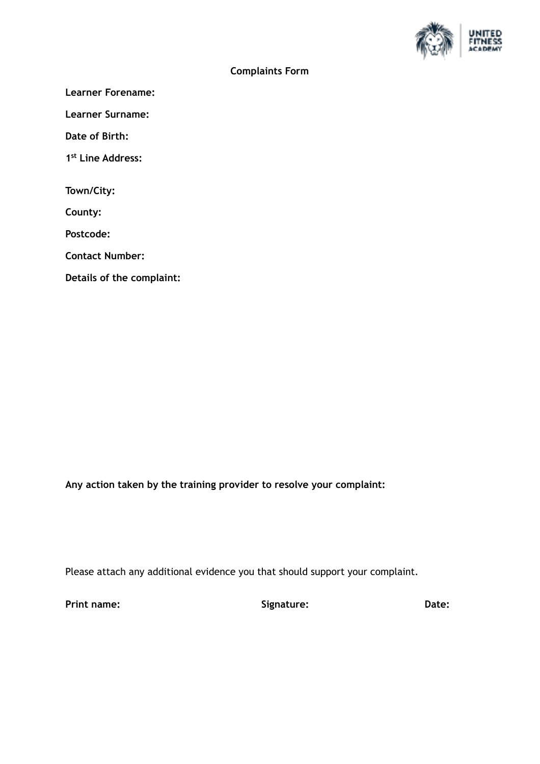**Complaints Form**

**Learner Forename:**

**Learner Surname:**

**Date of Birth:**

**1st Line Address:**

**Town/City:**

**County:**

**Postcode:**

**Contact Number:**

**Details of the complaint:**

**Any action taken by the training provider to resolve your complaint:**

Please attach any additional evidence you that should support your complaint.

**Print name:** **Signature:** **Date:**